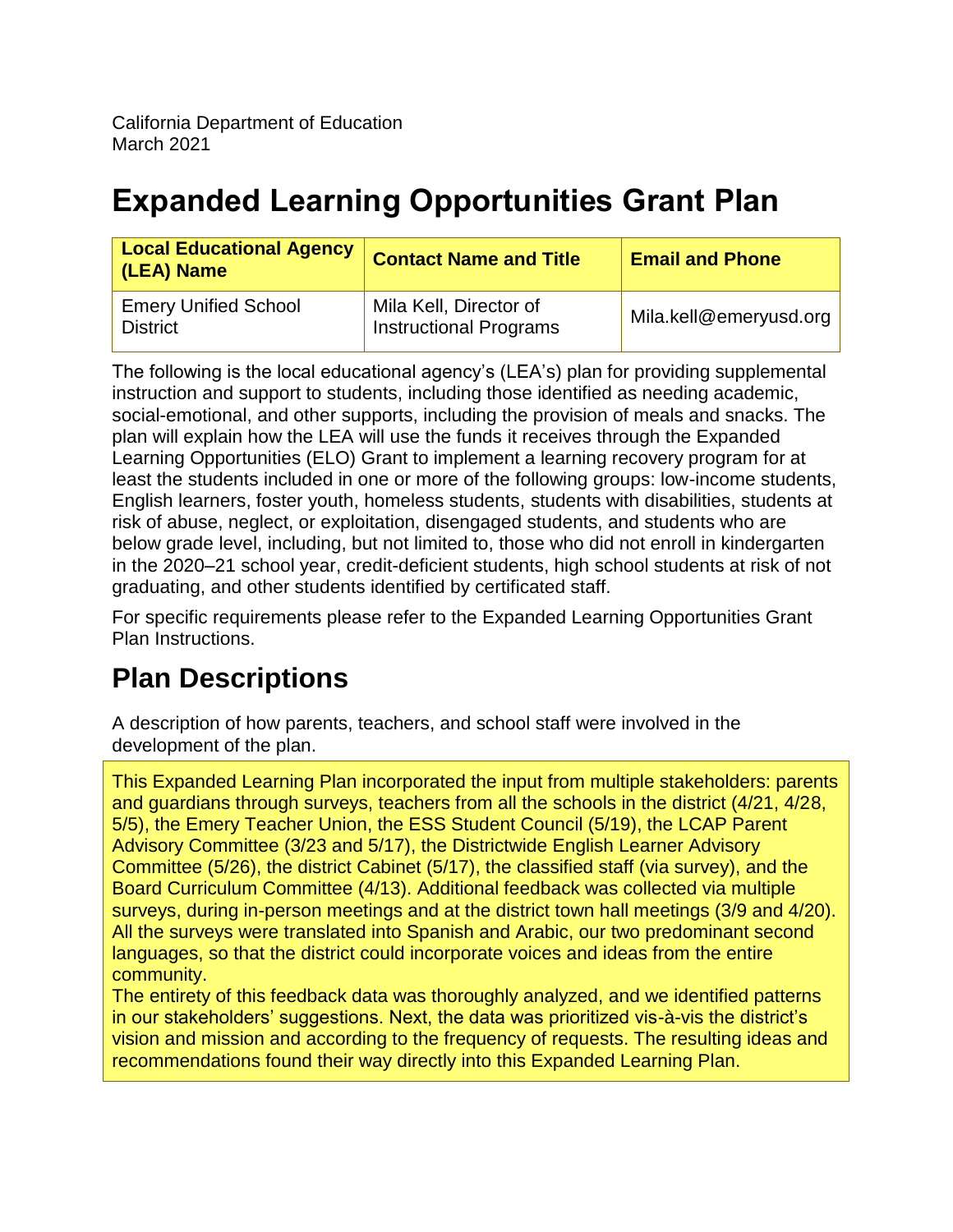California Department of Education
March 2021

# Expanded Learning Opportunities Grant Plan

| Local Educational Agency (LEA) Name | Contact Name and Title | Email and Phone |
|---|---|---|
| Emery Unified School District | Mila Kell, Director of Instructional Programs | Mila.kell@emeryusd.org |

The following is the local educational agency's (LEA's) plan for providing supplemental instruction and support to students, including those identified as needing academic, social-emotional, and other supports, including the provision of meals and snacks. The plan will explain how the LEA will use the funds it receives through the Expanded Learning Opportunities (ELO) Grant to implement a learning recovery program for at least the students included in one or more of the following groups: low-income students, English learners, foster youth, homeless students, students with disabilities, students at risk of abuse, neglect, or exploitation, disengaged students, and students who are below grade level, including, but not limited to, those who did not enroll in kindergarten in the 2020–21 school year, credit-deficient students, high school students at risk of not graduating, and other students identified by certificated staff.

For specific requirements please refer to the Expanded Learning Opportunities Grant Plan Instructions.

## Plan Descriptions

A description of how parents, teachers, and school staff were involved in the development of the plan.

This Expanded Learning Plan incorporated the input from multiple stakeholders: parents and guardians through surveys, teachers from all the schools in the district (4/21, 4/28, 5/5), the Emery Teacher Union, the ESS Student Council (5/19), the LCAP Parent Advisory Committee (3/23 and 5/17), the Districtwide English Learner Advisory Committee (5/26), the district Cabinet (5/17), the classified staff (via survey), and the Board Curriculum Committee (4/13). Additional feedback was collected via multiple surveys, during in-person meetings and at the district town hall meetings (3/9 and 4/20). All the surveys were translated into Spanish and Arabic, our two predominant second languages, so that the district could incorporate voices and ideas from the entire community.
The entirety of this feedback data was thoroughly analyzed, and we identified patterns in our stakeholders' suggestions. Next, the data was prioritized vis-à-vis the district's vision and mission and according to the frequency of requests. The resulting ideas and recommendations found their way directly into this Expanded Learning Plan.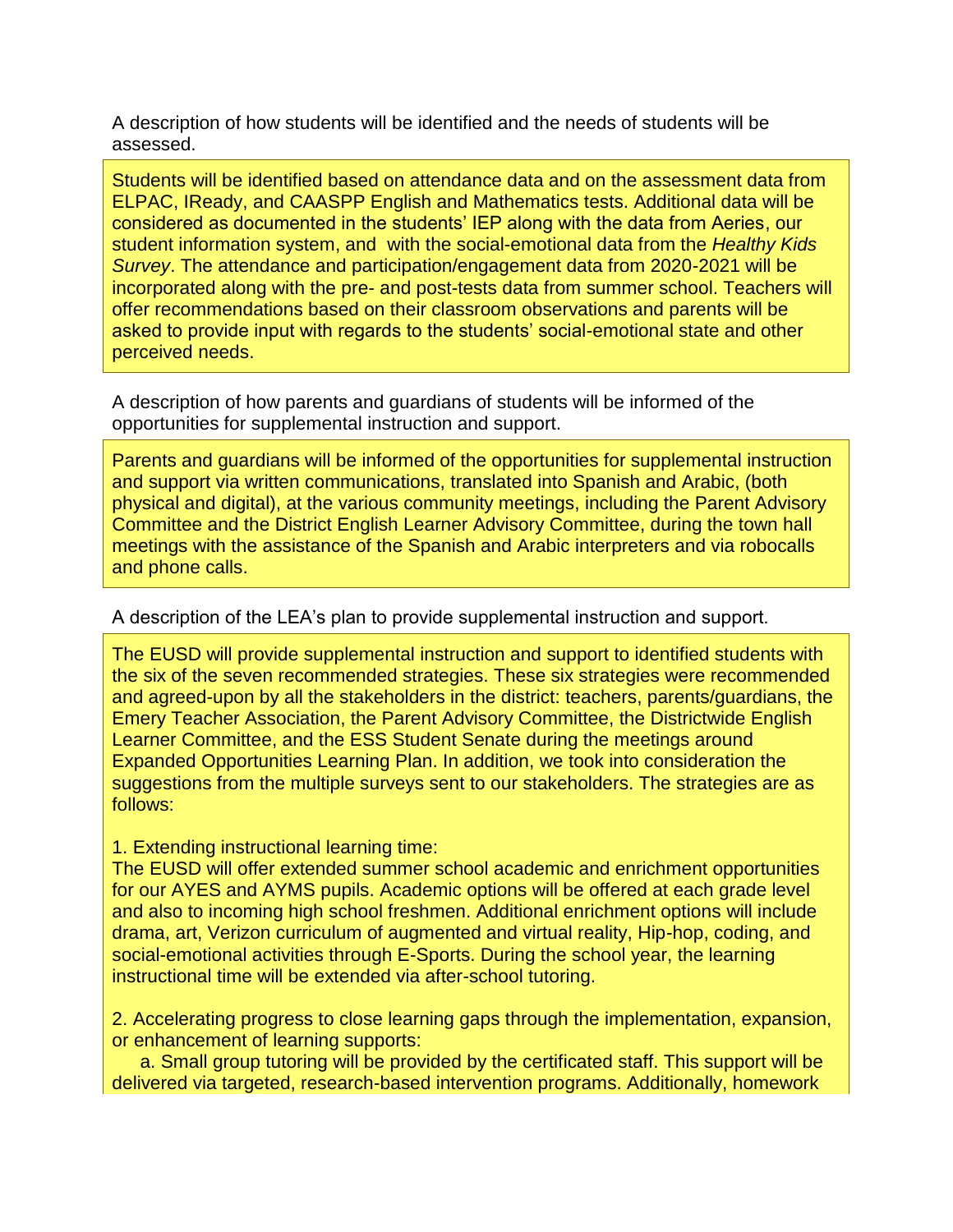A description of how students will be identified and the needs of students will be assessed.

Students will be identified based on attendance data and on the assessment data from ELPAC, IReady, and CAASPP English and Mathematics tests. Additional data will be considered as documented in the students' IEP along with the data from Aeries, our student information system, and with the social-emotional data from the *Healthy Kids Survey*. The attendance and participation/engagement data from 2020-2021 will be incorporated along with the pre- and post-tests data from summer school. Teachers will offer recommendations based on their classroom observations and parents will be asked to provide input with regards to the students' social-emotional state and other perceived needs.

A description of how parents and guardians of students will be informed of the opportunities for supplemental instruction and support.

Parents and guardians will be informed of the opportunities for supplemental instruction and support via written communications, translated into Spanish and Arabic, (both physical and digital), at the various community meetings, including the Parent Advisory Committee and the District English Learner Advisory Committee, during the town hall meetings with the assistance of the Spanish and Arabic interpreters and via robocalls and phone calls.

A description of the LEA's plan to provide supplemental instruction and support.

The EUSD will provide supplemental instruction and support to identified students with the six of the seven recommended strategies. These six strategies were recommended and agreed-upon by all the stakeholders in the district: teachers, parents/guardians, the Emery Teacher Association, the Parent Advisory Committee, the Districtwide English Learner Committee, and the ESS Student Senate during the meetings around Expanded Opportunities Learning Plan. In addition, we took into consideration the suggestions from the multiple surveys sent to our stakeholders. The strategies are as follows:

1. Extending instructional learning time:
The EUSD will offer extended summer school academic and enrichment opportunities for our AYES and AYMS pupils. Academic options will be offered at each grade level and also to incoming high school freshmen. Additional enrichment options will include drama, art, Verizon curriculum of augmented and virtual reality, Hip-hop, coding, and social-emotional activities through E-Sports. During the school year, the learning instructional time will be extended via after-school tutoring.

2. Accelerating progress to close learning gaps through the implementation, expansion, or enhancement of learning supports:
   a. Small group tutoring will be provided by the certificated staff. This support will be delivered via targeted, research-based intervention programs. Additionally, homework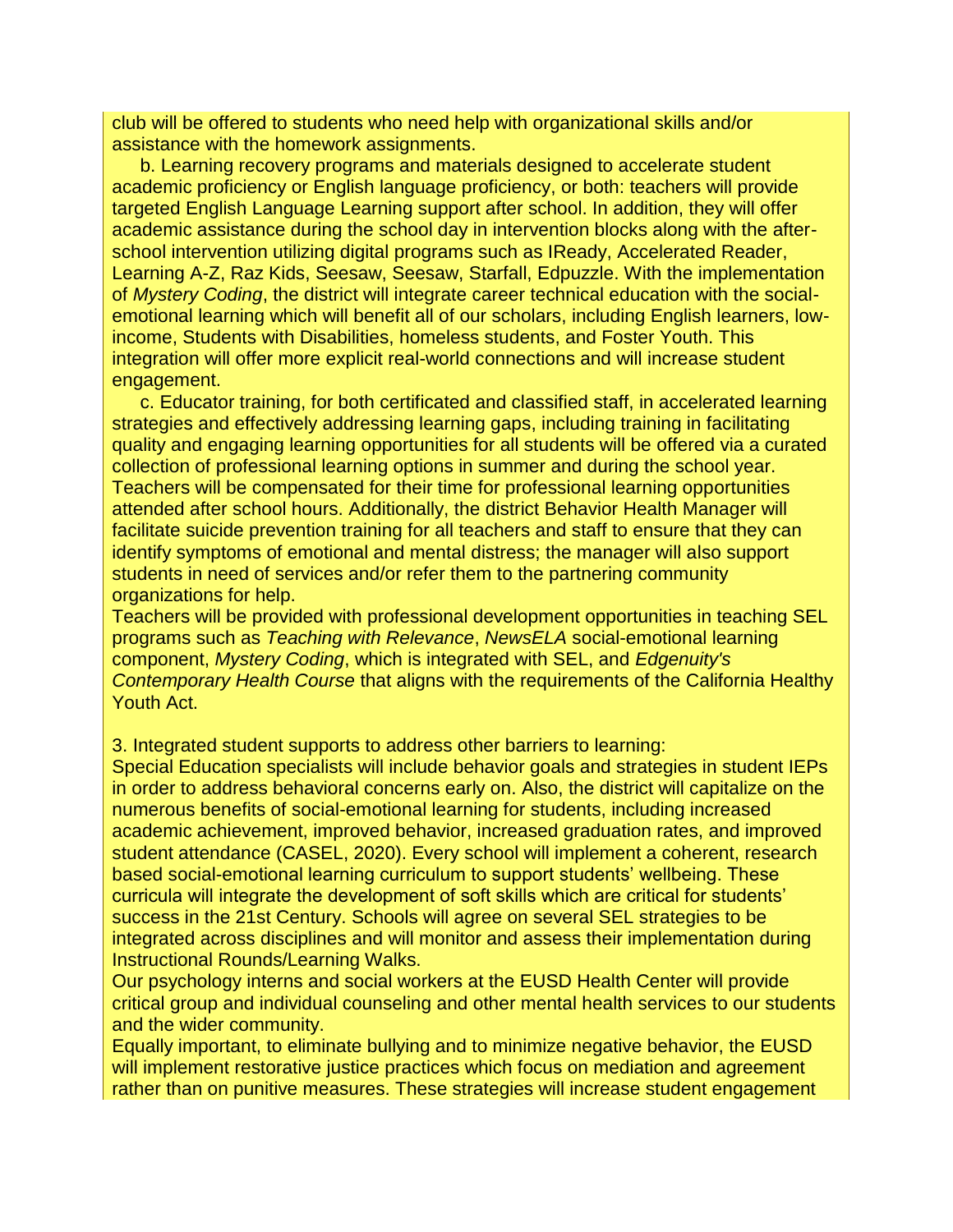club will be offered to students who need help with organizational skills and/or assistance with the homework assignments.

b. Learning recovery programs and materials designed to accelerate student academic proficiency or English language proficiency, or both: teachers will provide targeted English Language Learning support after school. In addition, they will offer academic assistance during the school day in intervention blocks along with the after-school intervention utilizing digital programs such as IReady, Accelerated Reader, Learning A-Z, Raz Kids, Seesaw, Seesaw, Starfall, Edpuzzle. With the implementation of *Mystery Coding*, the district will integrate career technical education with the social-emotional learning which will benefit all of our scholars, including English learners, low-income, Students with Disabilities, homeless students, and Foster Youth. This integration will offer more explicit real-world connections and will increase student engagement.

c. Educator training, for both certificated and classified staff, in accelerated learning strategies and effectively addressing learning gaps, including training in facilitating quality and engaging learning opportunities for all students will be offered via a curated collection of professional learning options in summer and during the school year. Teachers will be compensated for their time for professional learning opportunities attended after school hours. Additionally, the district Behavior Health Manager will facilitate suicide prevention training for all teachers and staff to ensure that they can identify symptoms of emotional and mental distress; the manager will also support students in need of services and/or refer them to the partnering community organizations for help.

Teachers will be provided with professional development opportunities in teaching SEL programs such as *Teaching with Relevance*, *NewsELA* social-emotional learning component, *Mystery Coding*, which is integrated with SEL, and *Edgenuity's Contemporary Health Course* that aligns with the requirements of the California Healthy Youth Act.

3. Integrated student supports to address other barriers to learning:

Special Education specialists will include behavior goals and strategies in student IEPs in order to address behavioral concerns early on. Also, the district will capitalize on the numerous benefits of social-emotional learning for students, including increased academic achievement, improved behavior, increased graduation rates, and improved student attendance (CASEL, 2020). Every school will implement a coherent, research based social-emotional learning curriculum to support students' wellbeing. These curricula will integrate the development of soft skills which are critical for students' success in the 21st Century. Schools will agree on several SEL strategies to be integrated across disciplines and will monitor and assess their implementation during Instructional Rounds/Learning Walks.

Our psychology interns and social workers at the EUSD Health Center will provide critical group and individual counseling and other mental health services to our students and the wider community.

Equally important, to eliminate bullying and to minimize negative behavior, the EUSD will implement restorative justice practices which focus on mediation and agreement rather than on punitive measures. These strategies will increase student engagement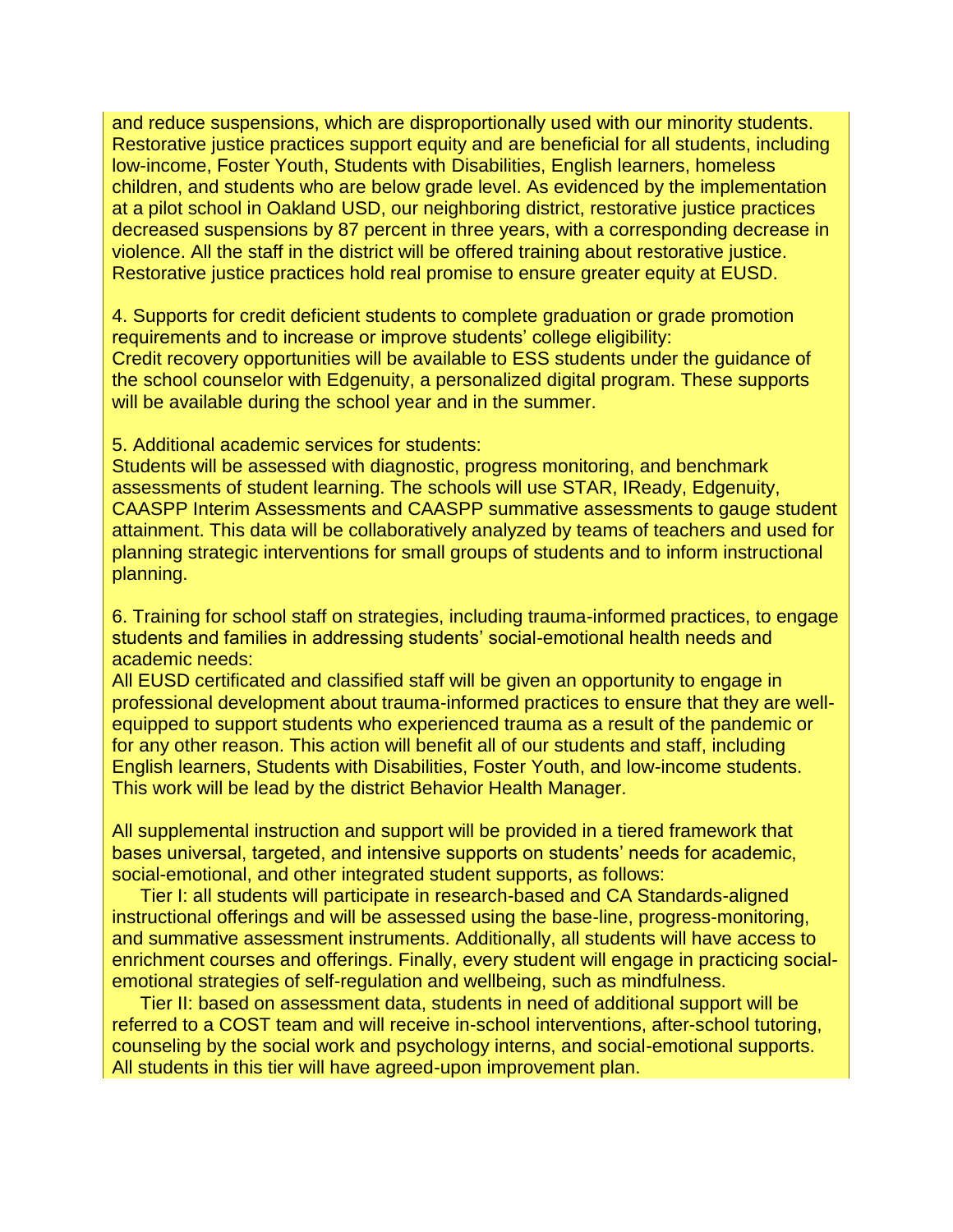and reduce suspensions, which are disproportionally used with our minority students. Restorative justice practices support equity and are beneficial for all students, including low-income, Foster Youth, Students with Disabilities, English learners, homeless children, and students who are below grade level. As evidenced by the implementation at a pilot school in Oakland USD, our neighboring district, restorative justice practices decreased suspensions by 87 percent in three years, with a corresponding decrease in violence. All the staff in the district will be offered training about restorative justice. Restorative justice practices hold real promise to ensure greater equity at EUSD.

4. Supports for credit deficient students to complete graduation or grade promotion requirements and to increase or improve students' college eligibility:
Credit recovery opportunities will be available to ESS students under the guidance of the school counselor with Edgenuity, a personalized digital program. These supports will be available during the school year and in the summer.

5. Additional academic services for students:
Students will be assessed with diagnostic, progress monitoring, and benchmark assessments of student learning. The schools will use STAR, IReady, Edgenuity, CAASPP Interim Assessments and CAASPP summative assessments to gauge student attainment. This data will be collaboratively analyzed by teams of teachers and used for planning strategic interventions for small groups of students and to inform instructional planning.

6. Training for school staff on strategies, including trauma-informed practices, to engage students and families in addressing students' social-emotional health needs and academic needs:
All EUSD certificated and classified staff will be given an opportunity to engage in professional development about trauma-informed practices to ensure that they are well-equipped to support students who experienced trauma as a result of the pandemic or for any other reason. This action will benefit all of our students and staff, including English learners, Students with Disabilities, Foster Youth, and low-income students. This work will be lead by the district Behavior Health Manager.

All supplemental instruction and support will be provided in a tiered framework that bases universal, targeted, and intensive supports on students' needs for academic, social-emotional, and other integrated student supports, as follows:

Tier I: all students will participate in research-based and CA Standards-aligned instructional offerings and will be assessed using the base-line, progress-monitoring, and summative assessment instruments. Additionally, all students will have access to enrichment courses and offerings. Finally, every student will engage in practicing social-emotional strategies of self-regulation and wellbeing, such as mindfulness.

Tier II: based on assessment data, students in need of additional support will be referred to a COST team and will receive in-school interventions, after-school tutoring, counseling by the social work and psychology interns, and social-emotional supports. All students in this tier will have agreed-upon improvement plan.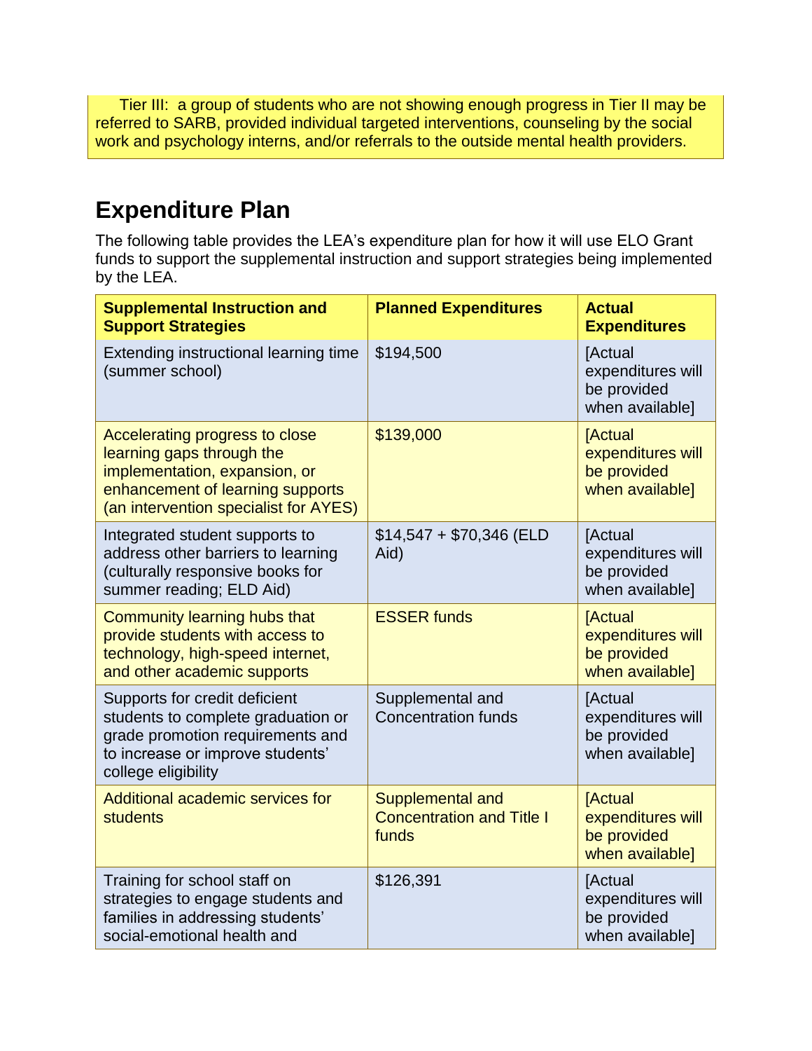Tier III: a group of students who are not showing enough progress in Tier II may be referred to SARB, provided individual targeted interventions, counseling by the social work and psychology interns, and/or referrals to the outside mental health providers.

## Expenditure Plan

The following table provides the LEA's expenditure plan for how it will use ELO Grant funds to support the supplemental instruction and support strategies being implemented by the LEA.

| Supplemental Instruction and Support Strategies | Planned Expenditures | Actual Expenditures |
|---|---|---|
| Extending instructional learning time (summer school) | $194,500 | [Actual expenditures will be provided when available] |
| Accelerating progress to close learning gaps through the implementation, expansion, or enhancement of learning supports (an intervention specialist for AYES) | $139,000 | [Actual expenditures will be provided when available] |
| Integrated student supports to address other barriers to learning (culturally responsive books for summer reading; ELD Aid) | $14,547 + $70,346 (ELD Aid) | [Actual expenditures will be provided when available] |
| Community learning hubs that provide students with access to technology, high-speed internet, and other academic supports | ESSER funds | [Actual expenditures will be provided when available] |
| Supports for credit deficient students to complete graduation or grade promotion requirements and to increase or improve students' college eligibility | Supplemental and Concentration funds | [Actual expenditures will be provided when available] |
| Additional academic services for students | Supplemental and Concentration and Title I funds | [Actual expenditures will be provided when available] |
| Training for school staff on strategies to engage students and families in addressing students' social-emotional health and | $126,391 | [Actual expenditures will be provided when available] |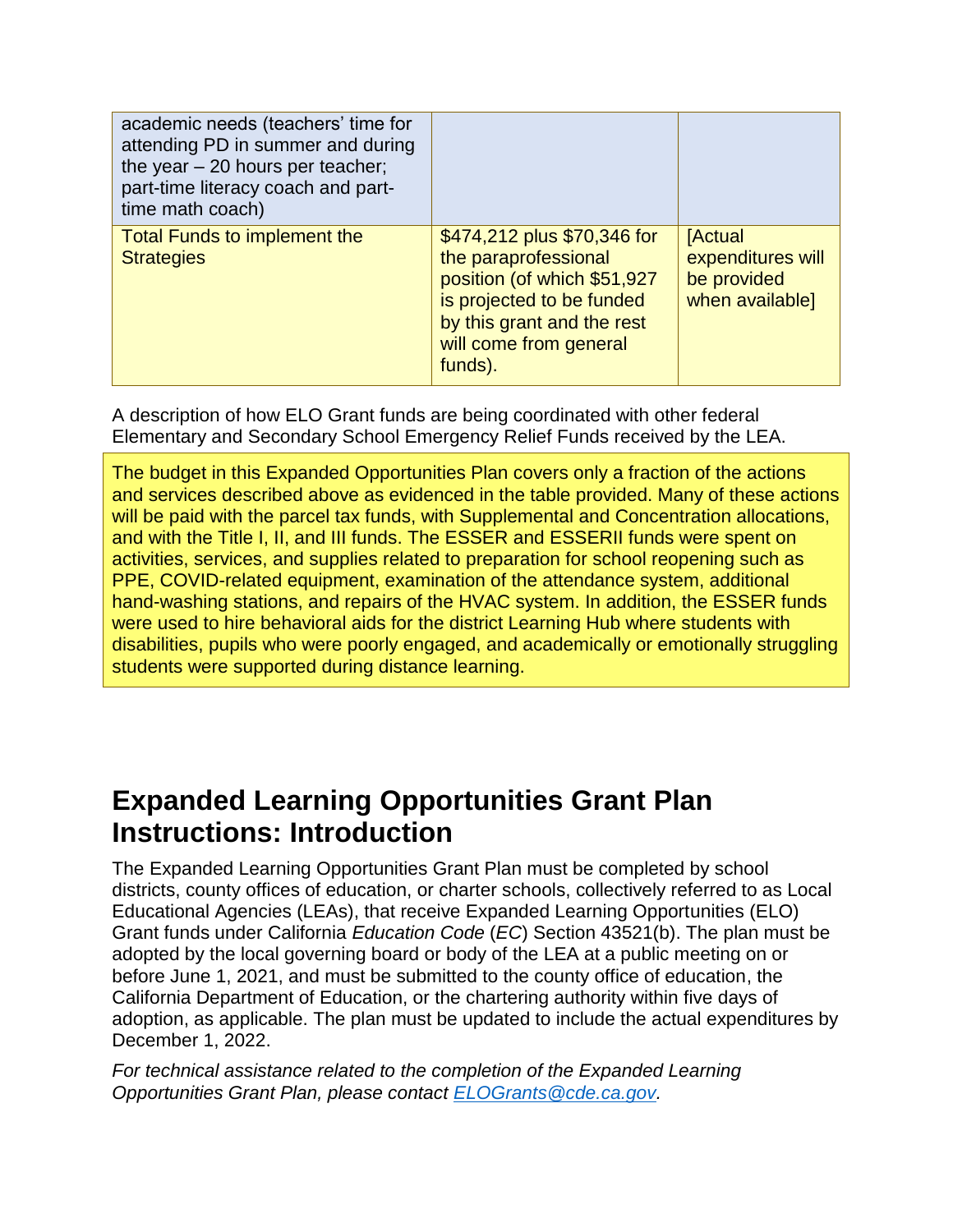| | | |
|---|---|---|
| academic needs (teachers' time for attending PD in summer and during the year – 20 hours per teacher; part-time literacy coach and part-time math coach) | | |
| Total Funds to implement the Strategies | $474,212 plus $70,346 for the paraprofessional position (of which $51,927 is projected to be funded by this grant and the rest will come from general funds). | [Actual expenditures will be provided when available] |

A description of how ELO Grant funds are being coordinated with other federal Elementary and Secondary School Emergency Relief Funds received by the LEA.

The budget in this Expanded Opportunities Plan covers only a fraction of the actions and services described above as evidenced in the table provided. Many of these actions will be paid with the parcel tax funds, with Supplemental and Concentration allocations, and with the Title I, II, and III funds. The ESSER and ESSERII funds were spent on activities, services, and supplies related to preparation for school reopening such as PPE, COVID-related equipment, examination of the attendance system, additional hand-washing stations, and repairs of the HVAC system. In addition, the ESSER funds were used to hire behavioral aids for the district Learning Hub where students with disabilities, pupils who were poorly engaged, and academically or emotionally struggling students were supported during distance learning.

# Expanded Learning Opportunities Grant Plan Instructions: Introduction

The Expanded Learning Opportunities Grant Plan must be completed by school districts, county offices of education, or charter schools, collectively referred to as Local Educational Agencies (LEAs), that receive Expanded Learning Opportunities (ELO) Grant funds under California *Education Code* (*EC*) Section 43521(b). The plan must be adopted by the local governing board or body of the LEA at a public meeting on or before June 1, 2021, and must be submitted to the county office of education, the California Department of Education, or the chartering authority within five days of adoption, as applicable. The plan must be updated to include the actual expenditures by December 1, 2022.

*For technical assistance related to the completion of the Expanded Learning Opportunities Grant Plan, please contact [ELOGrants@cde.ca.gov](mailto:ELOGrants@cde.ca.gov).*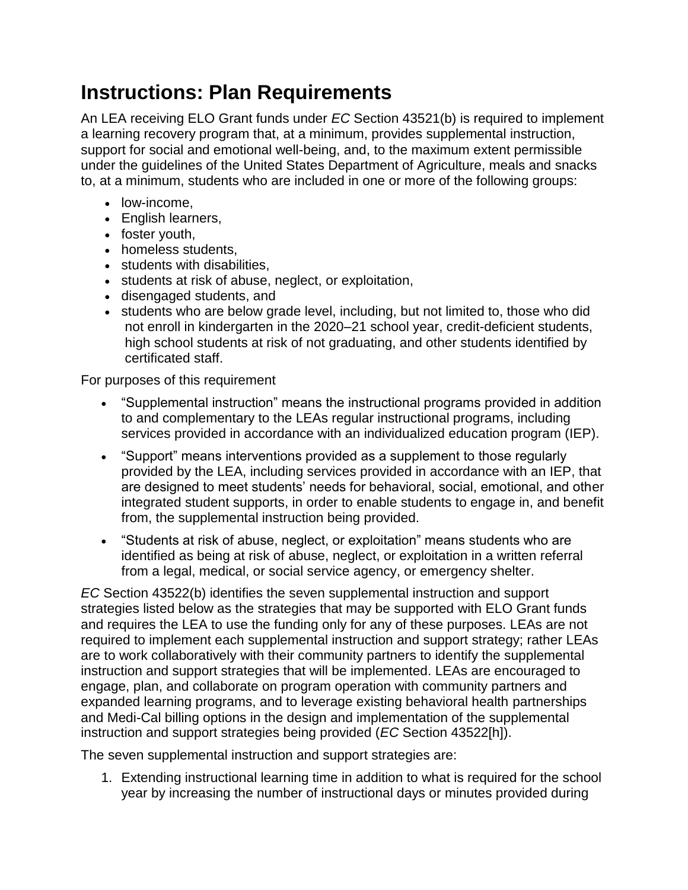# Instructions: Plan Requirements

An LEA receiving ELO Grant funds under *EC* Section 43521(b) is required to implement a learning recovery program that, at a minimum, provides supplemental instruction, support for social and emotional well-being, and, to the maximum extent permissible under the guidelines of the United States Department of Agriculture, meals and snacks to, at a minimum, students who are included in one or more of the following groups:

- low-income,
- English learners,
- foster youth,
- homeless students,
- students with disabilities,
- students at risk of abuse, neglect, or exploitation,
- disengaged students, and
- students who are below grade level, including, but not limited to, those who did not enroll in kindergarten in the 2020–21 school year, credit-deficient students, high school students at risk of not graduating, and other students identified by certificated staff.

For purposes of this requirement

- "Supplemental instruction" means the instructional programs provided in addition to and complementary to the LEAs regular instructional programs, including services provided in accordance with an individualized education program (IEP).
- "Support" means interventions provided as a supplement to those regularly provided by the LEA, including services provided in accordance with an IEP, that are designed to meet students' needs for behavioral, social, emotional, and other integrated student supports, in order to enable students to engage in, and benefit from, the supplemental instruction being provided.
- "Students at risk of abuse, neglect, or exploitation" means students who are identified as being at risk of abuse, neglect, or exploitation in a written referral from a legal, medical, or social service agency, or emergency shelter.

*EC* Section 43522(b) identifies the seven supplemental instruction and support strategies listed below as the strategies that may be supported with ELO Grant funds and requires the LEA to use the funding only for any of these purposes. LEAs are not required to implement each supplemental instruction and support strategy; rather LEAs are to work collaboratively with their community partners to identify the supplemental instruction and support strategies that will be implemented. LEAs are encouraged to engage, plan, and collaborate on program operation with community partners and expanded learning programs, and to leverage existing behavioral health partnerships and Medi-Cal billing options in the design and implementation of the supplemental instruction and support strategies being provided (*EC* Section 43522[h]).

The seven supplemental instruction and support strategies are:

1. Extending instructional learning time in addition to what is required for the school year by increasing the number of instructional days or minutes provided during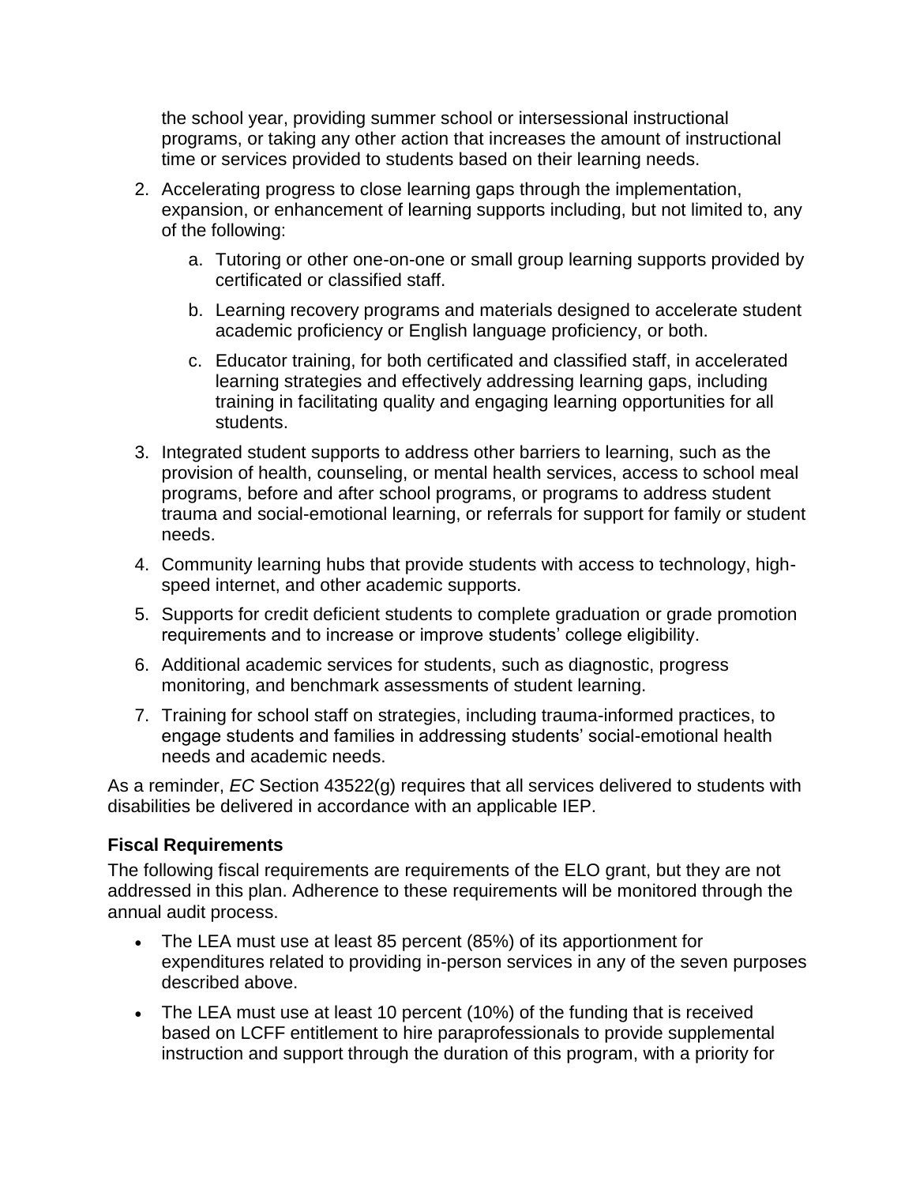the school year, providing summer school or intersessional instructional programs, or taking any other action that increases the amount of instructional time or services provided to students based on their learning needs.

2. Accelerating progress to close learning gaps through the implementation, expansion, or enhancement of learning supports including, but not limited to, any of the following:

    a. Tutoring or other one-on-one or small group learning supports provided by certificated or classified staff.

    b. Learning recovery programs and materials designed to accelerate student academic proficiency or English language proficiency, or both.

    c. Educator training, for both certificated and classified staff, in accelerated learning strategies and effectively addressing learning gaps, including training in facilitating quality and engaging learning opportunities for all students.

3. Integrated student supports to address other barriers to learning, such as the provision of health, counseling, or mental health services, access to school meal programs, before and after school programs, or programs to address student trauma and social-emotional learning, or referrals for support for family or student needs.

4. Community learning hubs that provide students with access to technology, high-speed internet, and other academic supports.

5. Supports for credit deficient students to complete graduation or grade promotion requirements and to increase or improve students' college eligibility.

6. Additional academic services for students, such as diagnostic, progress monitoring, and benchmark assessments of student learning.

7. Training for school staff on strategies, including trauma-informed practices, to engage students and families in addressing students' social-emotional health needs and academic needs.

As a reminder, *EC* Section 43522(g) requires that all services delivered to students with disabilities be delivered in accordance with an applicable IEP.

### Fiscal Requirements

The following fiscal requirements are requirements of the ELO grant, but they are not addressed in this plan. Adherence to these requirements will be monitored through the annual audit process.

- The LEA must use at least 85 percent (85%) of its apportionment for expenditures related to providing in-person services in any of the seven purposes described above.
- The LEA must use at least 10 percent (10%) of the funding that is received based on LCFF entitlement to hire paraprofessionals to provide supplemental instruction and support through the duration of this program, with a priority for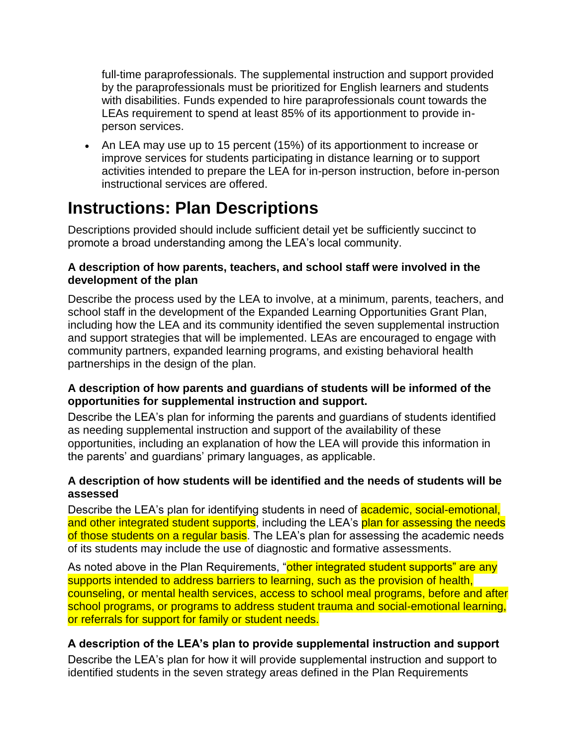full-time paraprofessionals. The supplemental instruction and support provided by the paraprofessionals must be prioritized for English learners and students with disabilities. Funds expended to hire paraprofessionals count towards the LEAs requirement to spend at least 85% of its apportionment to provide in-person services.

- An LEA may use up to 15 percent (15%) of its apportionment to increase or improve services for students participating in distance learning or to support activities intended to prepare the LEA for in-person instruction, before in-person instructional services are offered.

# Instructions: Plan Descriptions

Descriptions provided should include sufficient detail yet be sufficiently succinct to promote a broad understanding among the LEA's local community.

### A description of how parents, teachers, and school staff were involved in the development of the plan

Describe the process used by the LEA to involve, at a minimum, parents, teachers, and school staff in the development of the Expanded Learning Opportunities Grant Plan, including how the LEA and its community identified the seven supplemental instruction and support strategies that will be implemented. LEAs are encouraged to engage with community partners, expanded learning programs, and existing behavioral health partnerships in the design of the plan.

### A description of how parents and guardians of students will be informed of the opportunities for supplemental instruction and support.

Describe the LEA's plan for informing the parents and guardians of students identified as needing supplemental instruction and support of the availability of these opportunities, including an explanation of how the LEA will provide this information in the parents' and guardians' primary languages, as applicable.

### A description of how students will be identified and the needs of students will be assessed

Describe the LEA's plan for identifying students in need of academic, social-emotional, and other integrated student supports, including the LEA's plan for assessing the needs of those students on a regular basis. The LEA's plan for assessing the academic needs of its students may include the use of diagnostic and formative assessments.

As noted above in the Plan Requirements, "other integrated student supports" are any supports intended to address barriers to learning, such as the provision of health, counseling, or mental health services, access to school meal programs, before and after school programs, or programs to address student trauma and social-emotional learning, or referrals for support for family or student needs.

### A description of the LEA's plan to provide supplemental instruction and support

Describe the LEA's plan for how it will provide supplemental instruction and support to identified students in the seven strategy areas defined in the Plan Requirements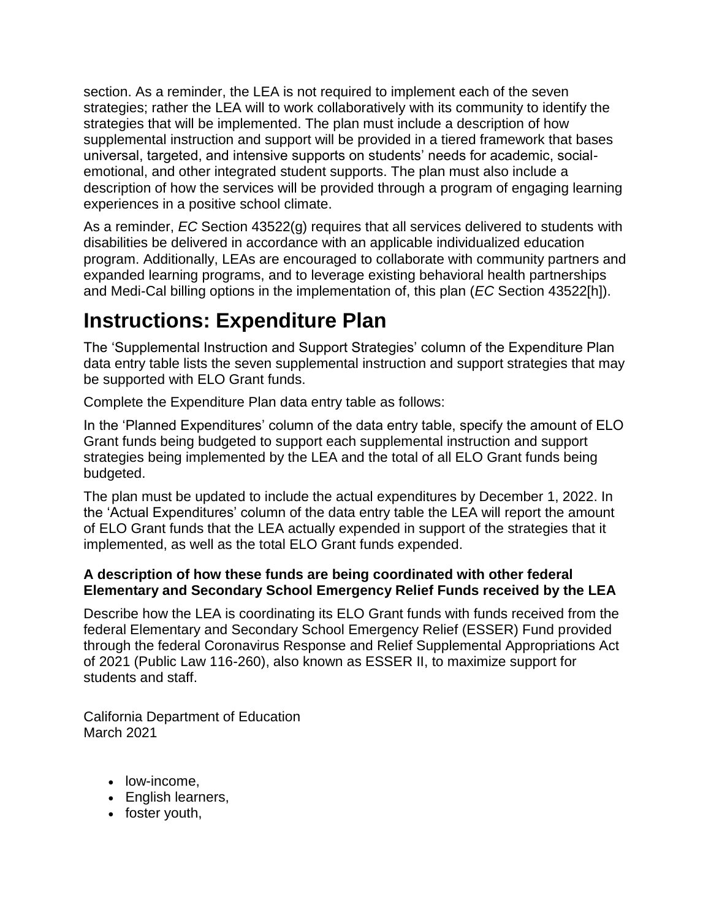section. As a reminder, the LEA is not required to implement each of the seven strategies; rather the LEA will to work collaboratively with its community to identify the strategies that will be implemented. The plan must include a description of how supplemental instruction and support will be provided in a tiered framework that bases universal, targeted, and intensive supports on students' needs for academic, social-emotional, and other integrated student supports. The plan must also include a description of how the services will be provided through a program of engaging learning experiences in a positive school climate.

As a reminder, *EC* Section 43522(g) requires that all services delivered to students with disabilities be delivered in accordance with an applicable individualized education program. Additionally, LEAs are encouraged to collaborate with community partners and expanded learning programs, and to leverage existing behavioral health partnerships and Medi-Cal billing options in the implementation of, this plan (*EC* Section 43522[h]).

# Instructions: Expenditure Plan

The 'Supplemental Instruction and Support Strategies' column of the Expenditure Plan data entry table lists the seven supplemental instruction and support strategies that may be supported with ELO Grant funds.

Complete the Expenditure Plan data entry table as follows:

In the 'Planned Expenditures' column of the data entry table, specify the amount of ELO Grant funds being budgeted to support each supplemental instruction and support strategies being implemented by the LEA and the total of all ELO Grant funds being budgeted.

The plan must be updated to include the actual expenditures by December 1, 2022. In the 'Actual Expenditures' column of the data entry table the LEA will report the amount of ELO Grant funds that the LEA actually expended in support of the strategies that it implemented, as well as the total ELO Grant funds expended.

**A description of how these funds are being coordinated with other federal Elementary and Secondary School Emergency Relief Funds received by the LEA**

Describe how the LEA is coordinating its ELO Grant funds with funds received from the federal Elementary and Secondary School Emergency Relief (ESSER) Fund provided through the federal Coronavirus Response and Relief Supplemental Appropriations Act of 2021 (Public Law 116-260), also known as ESSER II, to maximize support for students and staff.

California Department of Education
March 2021

- low-income,
- English learners,
- foster youth,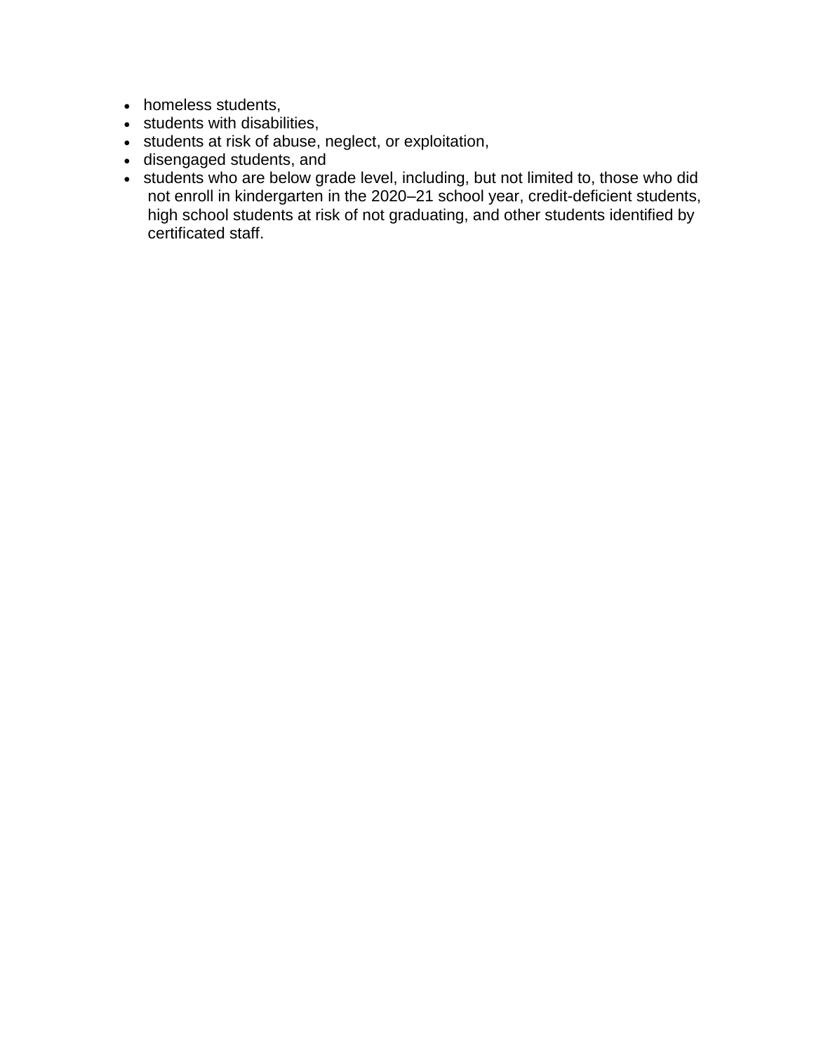- homeless students,
- students with disabilities,
- students at risk of abuse, neglect, or exploitation,
- disengaged students, and
- students who are below grade level, including, but not limited to, those who did not enroll in kindergarten in the 2020–21 school year, credit-deficient students, high school students at risk of not graduating, and other students identified by certificated staff.